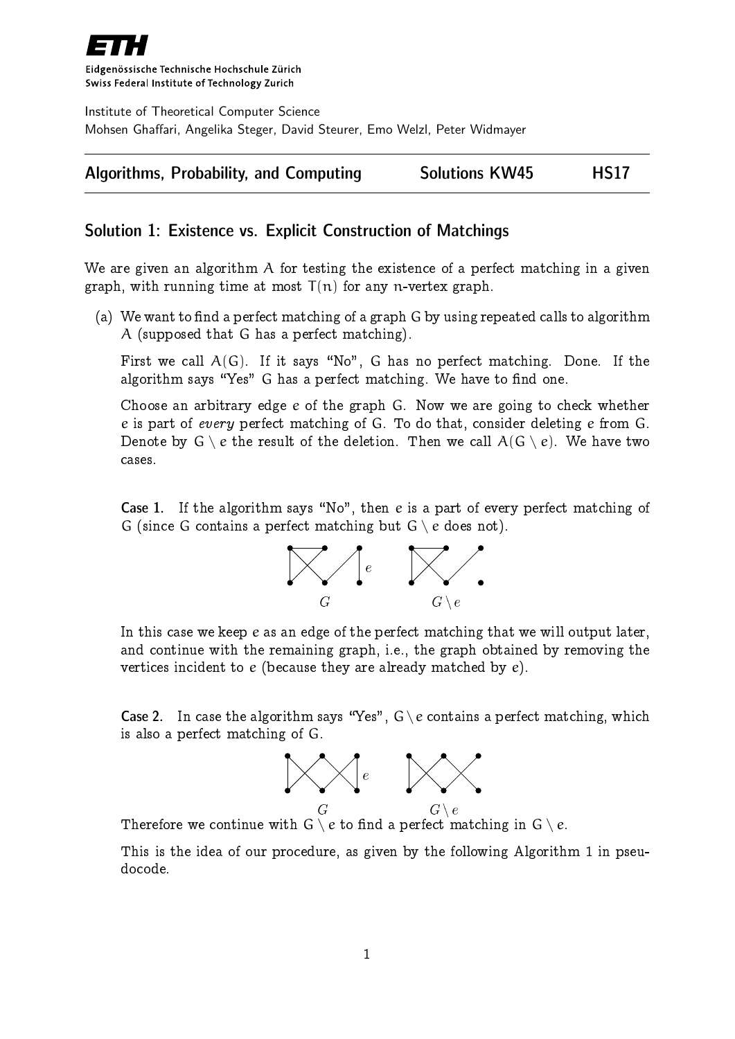Eidgenössische Technische Hochschule Zürich
Swiss Federal Institute of Technology Zurich

Institute of Theoretical Computer Science
Mohsen Ghaffari, Angelika Steger, David Steurer, Emo Welzl, Peter Widmayer

**Algorithms, Probability, and Computing** **Solutions KW45** **HS17**

## Solution 1: Existence vs. Explicit Construction of Matchings

We are given an algorithm $A$ for testing the existence of a perfect matching in a given graph, with running time at most $T(n)$ for any $n$-vertex graph.

(a) We want to find a perfect matching of a graph $G$ by using repeated calls to algorithm $A$ (supposed that $G$ has a perfect matching).

First we call $A(G)$. If it says "No", $G$ has no perfect matching. Done. If the algorithm says "Yes" $G$ has a perfect matching. We have to find one.

Choose an arbitrary edge $e$ of the graph $G$. Now we are going to check whether $e$ is part of *every* perfect matching of $G$. To do that, consider deleting $e$ from $G$. Denote by $G \setminus e$ the result of the deletion. Then we call $A(G \setminus e)$. We have two cases.

**Case 1.** If the algorithm says "No", then $e$ is a part of every perfect matching of $G$ (since $G$ contains a perfect matching but $G \setminus e$ does not).

$G$ $\qquad$ $G \setminus e$

In this case we keep $e$ as an edge of the perfect matching that we will output later, and continue with the remaining graph, i.e., the graph obtained by removing the vertices incident to $e$ (because they are already matched by $e$).

**Case 2.** In case the algorithm says "Yes", $G \setminus e$ contains a perfect matching, which is also a perfect matching of $G$.

$G$ $\qquad$ $G \setminus e$

Therefore we continue with $G \setminus e$ to find a perfect matching in $G \setminus e$.

This is the idea of our procedure, as given by the following Algorithm 1 in pseudocode.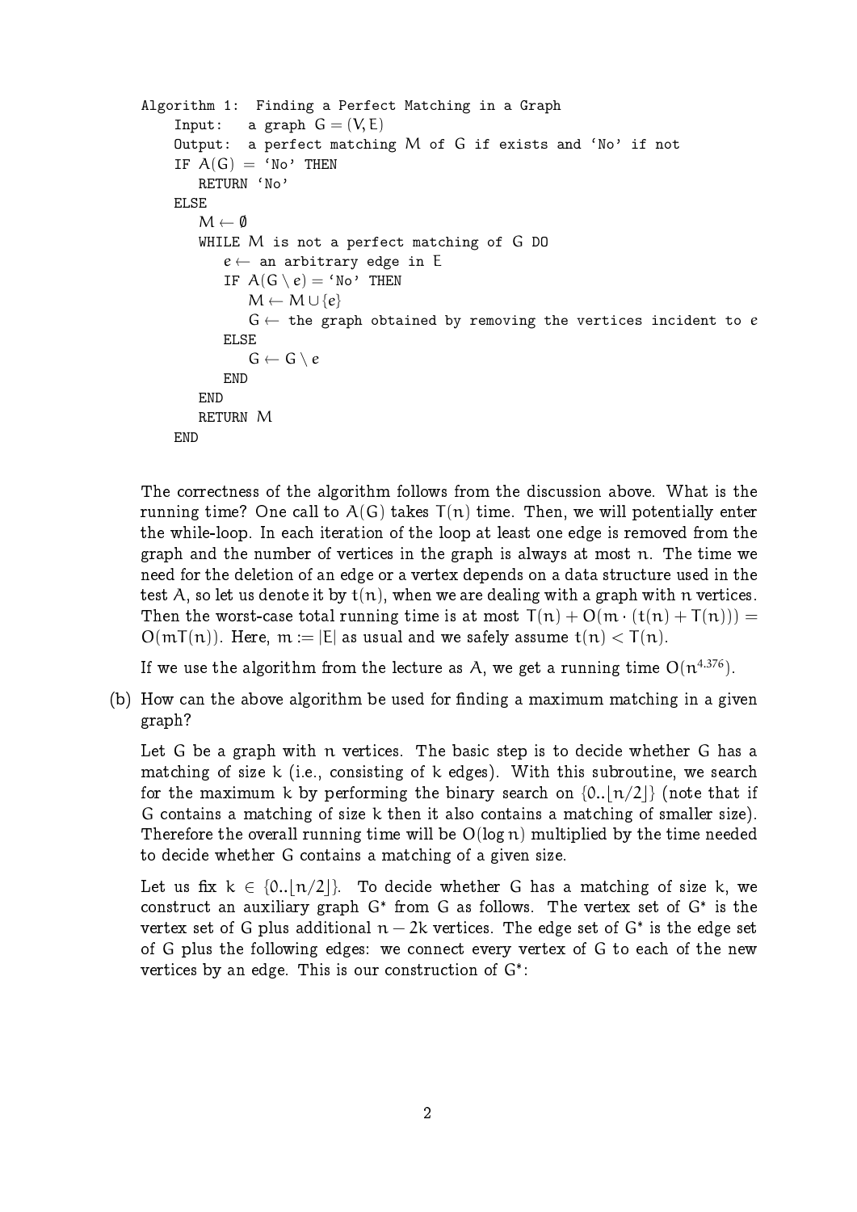```
Algorithm 1:  Finding a Perfect Matching in a Graph
    Input:   a graph G = (V, E)
    Output:  a perfect matching M of G if exists and 'No' if not
    IF A(G) = 'No' THEN
       RETURN 'No'
    ELSE
       M ← ∅
       WHILE M is not a perfect matching of G DO
          e ← an arbitrary edge in E
          IF A(G \ e) = 'No' THEN
             M ← M ∪ {e}
             G ← the graph obtained by removing the vertices incident to e
          ELSE
             G ← G \ e
          END
       END
       RETURN M
    END
```

The correctness of the algorithm follows from the discussion above. What is the running time? One call to $A(G)$ takes $T(n)$ time. Then, we will potentially enter the while-loop. In each iteration of the loop at least one edge is removed from the graph and the number of vertices in the graph is always at most $n$. The time we need for the deletion of an edge or a vertex depends on a data structure used in the test $A$, so let us denote it by $t(n)$, when we are dealing with a graph with $n$ vertices. Then the worst-case total running time is at most $T(n) + O(m \cdot (t(n) + T(n))) = O(mT(n))$. Here, $m := |E|$ as usual and we safely assume $t(n) < T(n)$.

If we use the algorithm from the lecture as $A$, we get a running time $O(n^{4.376})$.

(b) How can the above algorithm be used for finding a maximum matching in a given graph?

Let $G$ be a graph with $n$ vertices. The basic step is to decide whether $G$ has a matching of size $k$ (i.e., consisting of $k$ edges). With this subroutine, we search for the maximum $k$ by performing the binary search on $\{0..\lfloor n/2 \rfloor\}$ (note that if $G$ contains a matching of size $k$ then it also contains a matching of smaller size). Therefore the overall running time will be $O(\log n)$ multiplied by the time needed to decide whether $G$ contains a matching of a given size.

Let us fix $k \in \{0..\lfloor n/2 \rfloor\}$. To decide whether $G$ has a matching of size $k$, we construct an auxiliary graph $G^*$ from $G$ as follows. The vertex set of $G^*$ is the vertex set of $G$ plus additional $n - 2k$ vertices. The edge set of $G^*$ is the edge set of $G$ plus the following edges: we connect every vertex of $G$ to each of the new vertices by an edge. This is our construction of $G^*$: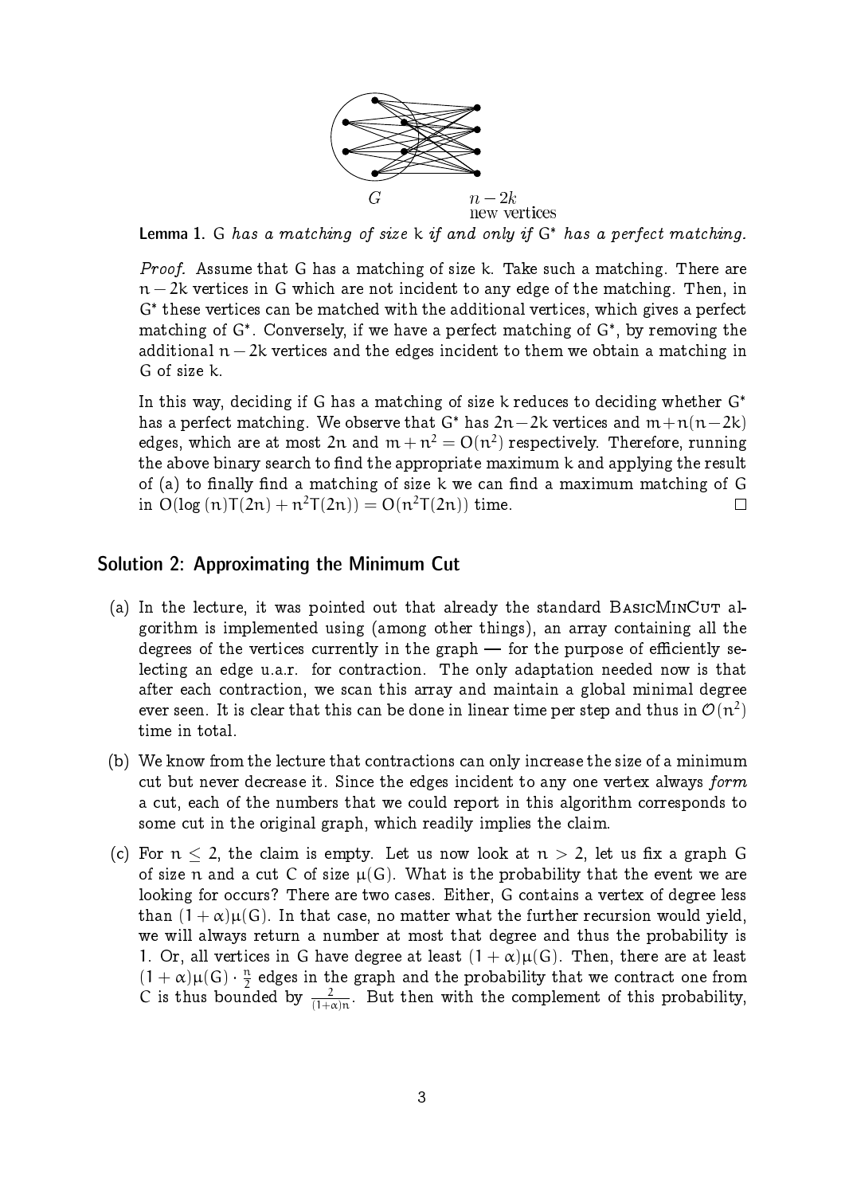$G$ $\quad\quad\quad$ $n-2k$ new vertices

**Lemma 1.** *G has a matching of size k if and only if $G^*$ has a perfect matching.*

*Proof.* Assume that G has a matching of size k. Take such a matching. There are $n-2k$ vertices in G which are not incident to any edge of the matching. Then, in $G^*$ these vertices can be matched with the additional vertices, which gives a perfect matching of $G^*$. Conversely, if we have a perfect matching of $G^*$, by removing the additional $n-2k$ vertices and the edges incident to them we obtain a matching in G of size k.

In this way, deciding if G has a matching of size k reduces to deciding whether $G^*$ has a perfect matching. We observe that $G^*$ has $2n-2k$ vertices and $m+n(n-2k)$ edges, which are at most $2n$ and $m+n^2 = O(n^2)$ respectively. Therefore, running the above binary search to find the appropriate maximum k and applying the result of (a) to finally find a matching of size k we can find a maximum matching of G in $O(\log(n)T(2n) + n^2T(2n)) = O(n^2T(2n))$ time. □

## Solution 2: Approximating the Minimum Cut

(a) In the lecture, it was pointed out that already the standard BasicMinCut algorithm is implemented using (among other things), an array containing all the degrees of the vertices currently in the graph — for the purpose of efficiently selecting an edge u.a.r. for contraction. The only adaptation needed now is that after each contraction, we scan this array and maintain a global minimal degree ever seen. It is clear that this can be done in linear time per step and thus in $\mathcal{O}(n^2)$ time in total.

(b) We know from the lecture that contractions can only increase the size of a minimum cut but never decrease it. Since the edges incident to any one vertex always *form* a cut, each of the numbers that we could report in this algorithm corresponds to some cut in the original graph, which readily implies the claim.

(c) For $n \leq 2$, the claim is empty. Let us now look at $n > 2$, let us fix a graph G of size n and a cut C of size $\mu(G)$. What is the probability that the event we are looking for occurs? There are two cases. Either, G contains a vertex of degree less than $(1+\alpha)\mu(G)$. In that case, no matter what the further recursion would yield, we will always return a number at most that degree and thus the probability is 1. Or, all vertices in G have degree at least $(1+\alpha)\mu(G)$. Then, there are at least $(1+\alpha)\mu(G) \cdot \frac{n}{2}$ edges in the graph and the probability that we contract one from C is thus bounded by $\frac{2}{(1+\alpha)n}$. But then with the complement of this probability,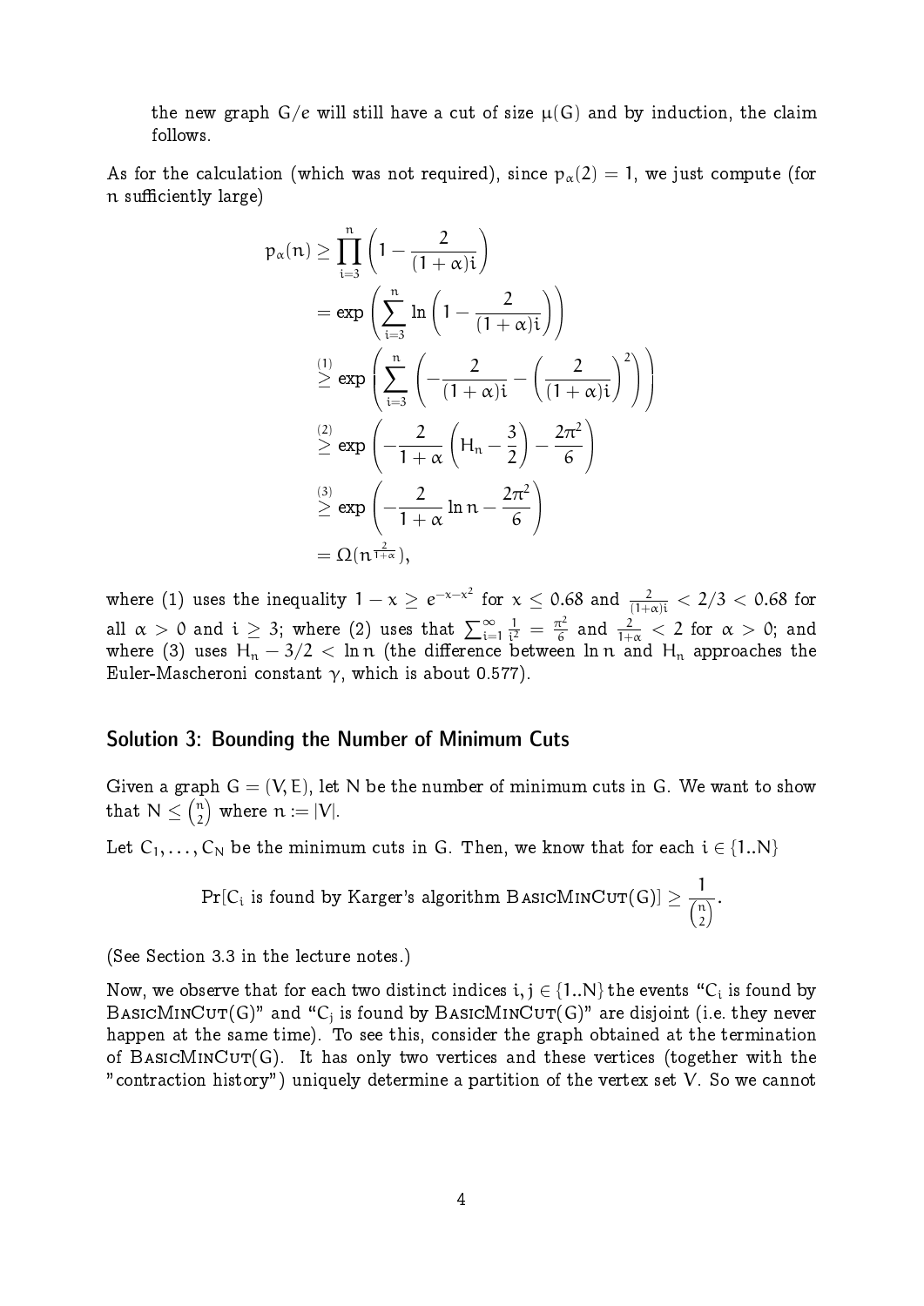the new graph $G/e$ will still have a cut of size $\mu(G)$ and by induction, the claim follows.

As for the calculation (which was not required), since $p_\alpha(2) = 1$, we just compute (for $n$ sufficiently large)

$$
\begin{aligned}
p_\alpha(n) &\geq \prod_{i=3}^{n} \left(1 - \frac{2}{(1+\alpha)i}\right) \\
&= \exp\left(\sum_{i=3}^{n} \ln\left(1 - \frac{2}{(1+\alpha)i}\right)\right) \\
&\overset{(1)}{\geq} \exp\left(\sum_{i=3}^{n} \left(-\frac{2}{(1+\alpha)i} - \left(\frac{2}{(1+\alpha)i}\right)^2\right)\right) \\
&\overset{(2)}{\geq} \exp\left(-\frac{2}{1+\alpha}\left(H_n - \frac{3}{2}\right) - \frac{2\pi^2}{6}\right) \\
&\overset{(3)}{\geq} \exp\left(-\frac{2}{1+\alpha}\ln n - \frac{2\pi^2}{6}\right) \\
&= \Omega(n^{\frac{2}{1+\alpha}}),
\end{aligned}
$$

where (1) uses the inequality $1 - x \geq e^{-x-x^2}$ for $x \leq 0.68$ and $\frac{2}{(1+\alpha)i} < 2/3 < 0.68$ for all $\alpha > 0$ and $i \geq 3$; where (2) uses that $\sum_{i=1}^{\infty} \frac{1}{i^2} = \frac{\pi^2}{6}$ and $\frac{2}{1+\alpha} < 2$ for $\alpha > 0$; and where (3) uses $H_n - 3/2 < \ln n$ (the difference between $\ln n$ and $H_n$ approaches the Euler-Mascheroni constant $\gamma$, which is about 0.577).

## Solution 3: Bounding the Number of Minimum Cuts

Given a graph $G = (V, E)$, let $N$ be the number of minimum cuts in $G$. We want to show that $N \leq \binom{n}{2}$ where $n := |V|$.

Let $C_1, \ldots, C_N$ be the minimum cuts in $G$. Then, we know that for each $i \in \{1..N\}$

$$\Pr[C_i \text{ is found by Karger's algorithm } \textsc{BasicMinCut}(G)] \geq \frac{1}{\binom{n}{2}}.$$

(See Section 3.3 in the lecture notes.)

Now, we observe that for each two distinct indices $i, j \in \{1..N\}$ the events "$C_i$ is found by $\textsc{BasicMinCut}(G)$" and "$C_j$ is found by $\textsc{BasicMinCut}(G)$" are disjoint (i.e. they never happen at the same time). To see this, consider the graph obtained at the termination of $\textsc{BasicMinCut}(G)$. It has only two vertices and these vertices (together with the "contraction history") uniquely determine a partition of the vertex set $V$. So we cannot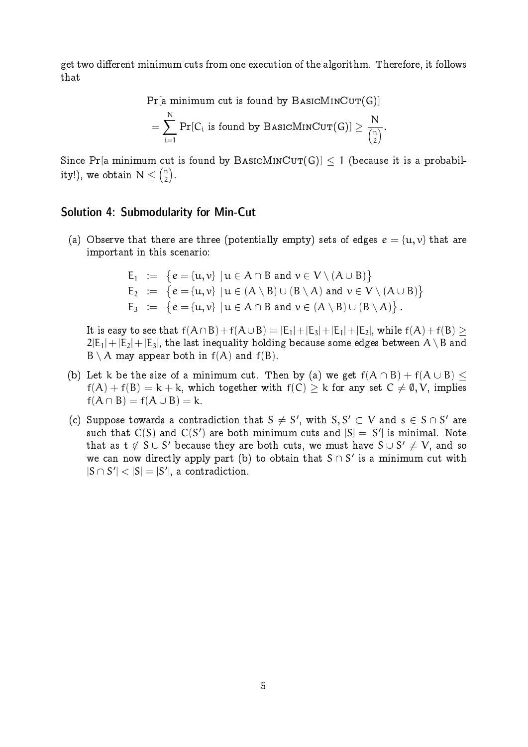get two different minimum cuts from one execution of the algorithm. Therefore, it follows that

$$\Pr[\text{a minimum cut is found by } \textsc{BasicMinCut}(G)]$$
$$= \sum_{i=1}^{N} \Pr[C_i \text{ is found by } \textsc{BasicMinCut}(G)] \geq \frac{N}{\binom{n}{2}}.$$

Since $\Pr[\text{a minimum cut is found by } \textsc{BasicMinCut}(G)] \leq 1$ (because it is a probability!), we obtain $N \leq \binom{n}{2}$.

## Solution 4: Submodularity for Min-Cut

(a) Observe that there are three (potentially empty) sets of edges $e = \{u, v\}$ that are important in this scenario:

$$\begin{aligned}
E_1 &:= \{e = \{u, v\} \mid u \in A \cap B \text{ and } v \in V \setminus (A \cup B)\} \\
E_2 &:= \{e = \{u, v\} \mid u \in (A \setminus B) \cup (B \setminus A) \text{ and } v \in V \setminus (A \cup B)\} \\
E_3 &:= \{e = \{u, v\} \mid u \in A \cap B \text{ and } v \in (A \setminus B) \cup (B \setminus A)\}.
\end{aligned}$$

It is easy to see that $f(A \cap B) + f(A \cup B) = |E_1| + |E_3| + |E_1| + |E_2|$, while $f(A) + f(B) \geq 2|E_1| + |E_2| + |E_3|$, the last inequality holding because some edges between $A \setminus B$ and $B \setminus A$ may appear both in $f(A)$ and $f(B)$.

(b) Let $k$ be the size of a minimum cut. Then by (a) we get $f(A \cap B) + f(A \cup B) \leq f(A) + f(B) = k + k$, which together with $f(C) \geq k$ for any set $C \neq \emptyset, V$, implies $f(A \cap B) = f(A \cup B) = k$.

(c) Suppose towards a contradiction that $S \neq S'$, with $S, S' \subset V$ and $s \in S \cap S'$ are such that $C(S)$ and $C(S')$ are both minimum cuts and $|S| = |S'|$ is minimal. Note that as $t \notin S \cup S'$ because they are both cuts, we must have $S \cup S' \neq V$, and so we can now directly apply part (b) to obtain that $S \cap S'$ is a minimum cut with $|S \cap S'| < |S| = |S'|$, a contradiction.